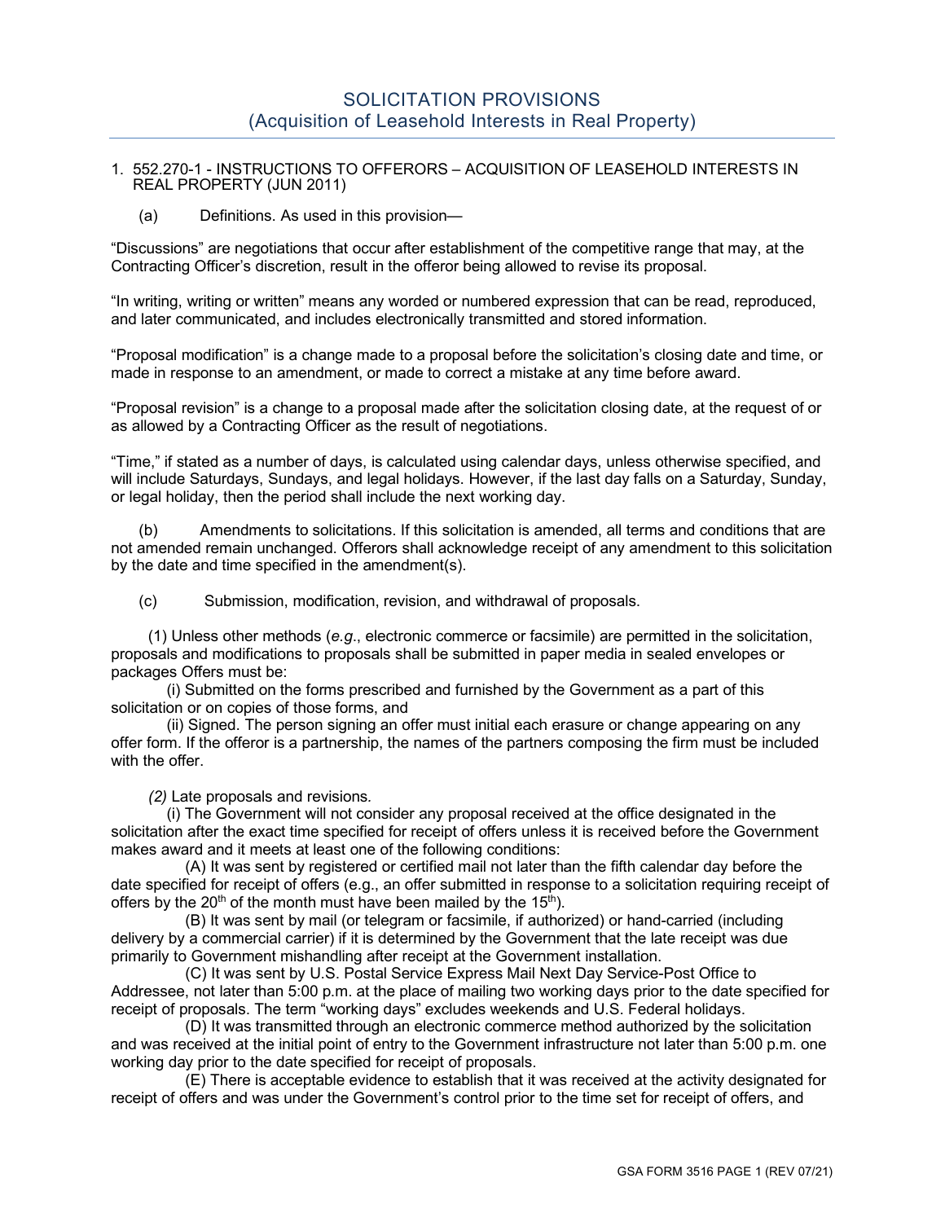## SOLICITATION PROVISIONS
## (Acquisition of Leasehold Interests in Real Property)

1. 552.270-1 - INSTRUCTIONS TO OFFERORS – ACQUISITION OF LEASEHOLD INTERESTS IN REAL PROPERTY (JUN 2011)

   (a) Definitions. As used in this provision—

"Discussions" are negotiations that occur after establishment of the competitive range that may, at the Contracting Officer's discretion, result in the offeror being allowed to revise its proposal.

"In writing, writing or written" means any worded or numbered expression that can be read, reproduced, and later communicated, and includes electronically transmitted and stored information.

"Proposal modification" is a change made to a proposal before the solicitation's closing date and time, or made in response to an amendment, or made to correct a mistake at any time before award.

"Proposal revision" is a change to a proposal made after the solicitation closing date, at the request of or as allowed by a Contracting Officer as the result of negotiations.

"Time," if stated as a number of days, is calculated using calendar days, unless otherwise specified, and will include Saturdays, Sundays, and legal holidays. However, if the last day falls on a Saturday, Sunday, or legal holiday, then the period shall include the next working day.

(b) Amendments to solicitations. If this solicitation is amended, all terms and conditions that are not amended remain unchanged. Offerors shall acknowledge receipt of any amendment to this solicitation by the date and time specified in the amendment(s).

(c) Submission, modification, revision, and withdrawal of proposals.

(1) Unless other methods (*e.g.*, electronic commerce or facsimile) are permitted in the solicitation, proposals and modifications to proposals shall be submitted in paper media in sealed envelopes or packages Offers must be:

(i) Submitted on the forms prescribed and furnished by the Government as a part of this solicitation or on copies of those forms, and

(ii) Signed. The person signing an offer must initial each erasure or change appearing on any offer form. If the offeror is a partnership, the names of the partners composing the firm must be included with the offer.

*(2)* Late proposals and revisions.

(i) The Government will not consider any proposal received at the office designated in the solicitation after the exact time specified for receipt of offers unless it is received before the Government makes award and it meets at least one of the following conditions:

(A) It was sent by registered or certified mail not later than the fifth calendar day before the date specified for receipt of offers (e.g., an offer submitted in response to a solicitation requiring receipt of offers by the 20th of the month must have been mailed by the 15th).

(B) It was sent by mail (or telegram or facsimile, if authorized) or hand-carried (including delivery by a commercial carrier) if it is determined by the Government that the late receipt was due primarily to Government mishandling after receipt at the Government installation.

(C) It was sent by U.S. Postal Service Express Mail Next Day Service-Post Office to Addressee, not later than 5:00 p.m. at the place of mailing two working days prior to the date specified for receipt of proposals. The term "working days" excludes weekends and U.S. Federal holidays.

(D) It was transmitted through an electronic commerce method authorized by the solicitation and was received at the initial point of entry to the Government infrastructure not later than 5:00 p.m. one working day prior to the date specified for receipt of proposals.

(E) There is acceptable evidence to establish that it was received at the activity designated for receipt of offers and was under the Government's control prior to the time set for receipt of offers, and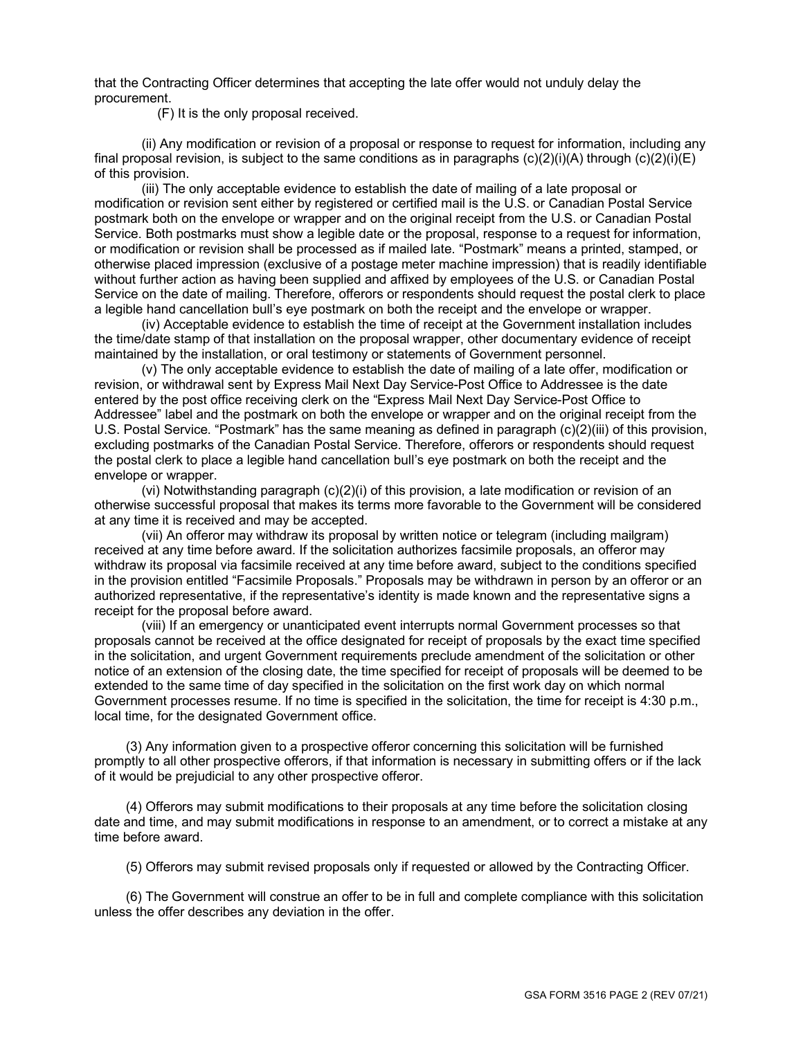that the Contracting Officer determines that accepting the late offer would not unduly delay the procurement.

(F) It is the only proposal received.

(ii) Any modification or revision of a proposal or response to request for information, including any final proposal revision, is subject to the same conditions as in paragraphs (c)(2)(i)(A) through (c)(2)(i)(E) of this provision.

(iii) The only acceptable evidence to establish the date of mailing of a late proposal or modification or revision sent either by registered or certified mail is the U.S. or Canadian Postal Service postmark both on the envelope or wrapper and on the original receipt from the U.S. or Canadian Postal Service. Both postmarks must show a legible date or the proposal, response to a request for information, or modification or revision shall be processed as if mailed late. "Postmark" means a printed, stamped, or otherwise placed impression (exclusive of a postage meter machine impression) that is readily identifiable without further action as having been supplied and affixed by employees of the U.S. or Canadian Postal Service on the date of mailing. Therefore, offerors or respondents should request the postal clerk to place a legible hand cancellation bull's eye postmark on both the receipt and the envelope or wrapper.

(iv) Acceptable evidence to establish the time of receipt at the Government installation includes the time/date stamp of that installation on the proposal wrapper, other documentary evidence of receipt maintained by the installation, or oral testimony or statements of Government personnel.

(v) The only acceptable evidence to establish the date of mailing of a late offer, modification or revision, or withdrawal sent by Express Mail Next Day Service-Post Office to Addressee is the date entered by the post office receiving clerk on the "Express Mail Next Day Service-Post Office to Addressee" label and the postmark on both the envelope or wrapper and on the original receipt from the U.S. Postal Service. "Postmark" has the same meaning as defined in paragraph (c)(2)(iii) of this provision, excluding postmarks of the Canadian Postal Service. Therefore, offerors or respondents should request the postal clerk to place a legible hand cancellation bull's eye postmark on both the receipt and the envelope or wrapper.

(vi) Notwithstanding paragraph (c)(2)(i) of this provision, a late modification or revision of an otherwise successful proposal that makes its terms more favorable to the Government will be considered at any time it is received and may be accepted.

(vii) An offeror may withdraw its proposal by written notice or telegram (including mailgram) received at any time before award. If the solicitation authorizes facsimile proposals, an offeror may withdraw its proposal via facsimile received at any time before award, subject to the conditions specified in the provision entitled "Facsimile Proposals." Proposals may be withdrawn in person by an offeror or an authorized representative, if the representative's identity is made known and the representative signs a receipt for the proposal before award.

(viii) If an emergency or unanticipated event interrupts normal Government processes so that proposals cannot be received at the office designated for receipt of proposals by the exact time specified in the solicitation, and urgent Government requirements preclude amendment of the solicitation or other notice of an extension of the closing date, the time specified for receipt of proposals will be deemed to be extended to the same time of day specified in the solicitation on the first work day on which normal Government processes resume. If no time is specified in the solicitation, the time for receipt is 4:30 p.m., local time, for the designated Government office.

(3) Any information given to a prospective offeror concerning this solicitation will be furnished promptly to all other prospective offerors, if that information is necessary in submitting offers or if the lack of it would be prejudicial to any other prospective offeror.

(4) Offerors may submit modifications to their proposals at any time before the solicitation closing date and time, and may submit modifications in response to an amendment, or to correct a mistake at any time before award.

(5) Offerors may submit revised proposals only if requested or allowed by the Contracting Officer.

(6) The Government will construe an offer to be in full and complete compliance with this solicitation unless the offer describes any deviation in the offer.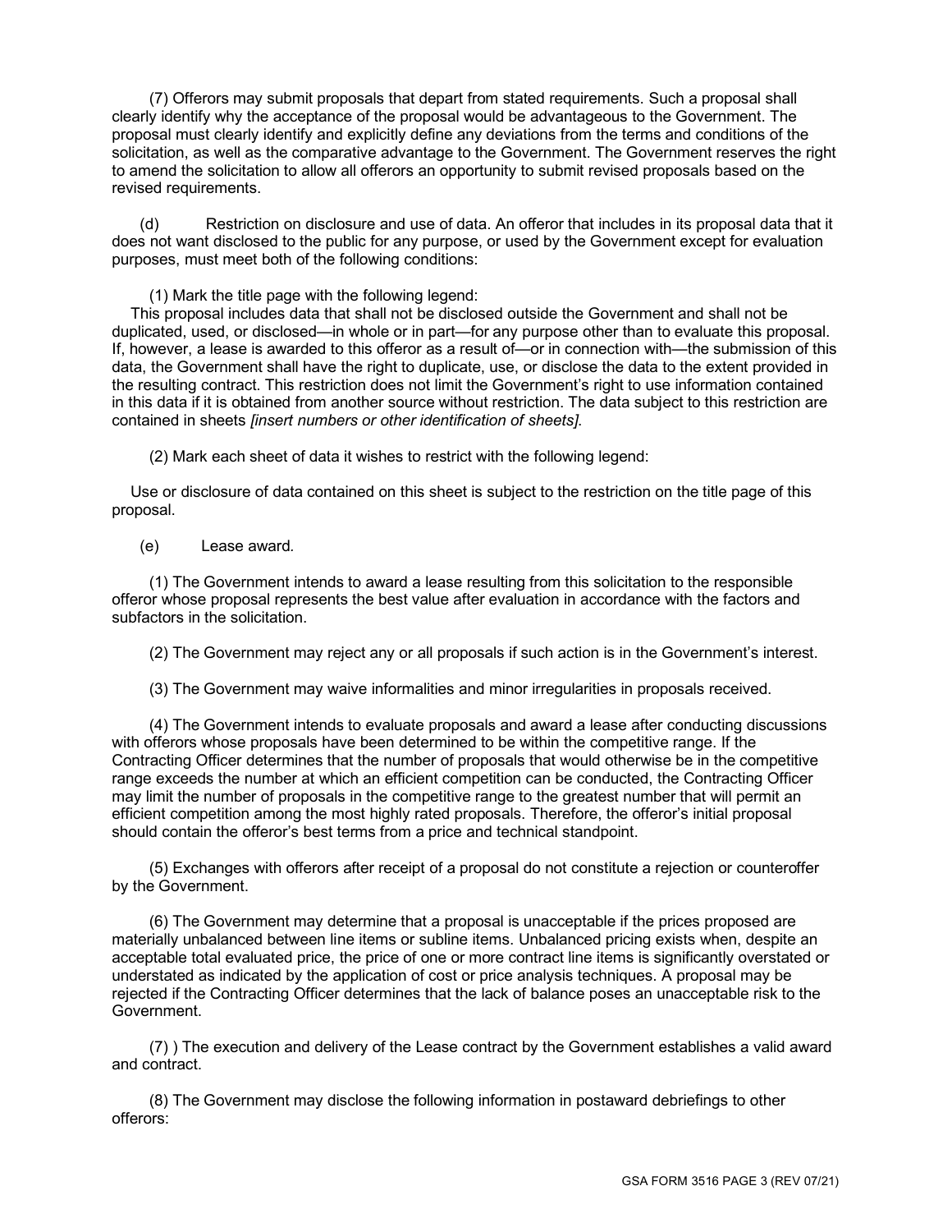(7) Offerors may submit proposals that depart from stated requirements. Such a proposal shall clearly identify why the acceptance of the proposal would be advantageous to the Government. The proposal must clearly identify and explicitly define any deviations from the terms and conditions of the solicitation, as well as the comparative advantage to the Government. The Government reserves the right to amend the solicitation to allow all offerors an opportunity to submit revised proposals based on the revised requirements.

(d) Restriction on disclosure and use of data. An offeror that includes in its proposal data that it does not want disclosed to the public for any purpose, or used by the Government except for evaluation purposes, must meet both of the following conditions:

(1) Mark the title page with the following legend:

This proposal includes data that shall not be disclosed outside the Government and shall not be duplicated, used, or disclosed—in whole or in part—for any purpose other than to evaluate this proposal. If, however, a lease is awarded to this offeror as a result of—or in connection with—the submission of this data, the Government shall have the right to duplicate, use, or disclose the data to the extent provided in the resulting contract. This restriction does not limit the Government's right to use information contained in this data if it is obtained from another source without restriction. The data subject to this restriction are contained in sheets *[insert numbers or other identification of sheets]*.

(2) Mark each sheet of data it wishes to restrict with the following legend:

Use or disclosure of data contained on this sheet is subject to the restriction on the title page of this proposal.

(e) Lease award*.*

(1) The Government intends to award a lease resulting from this solicitation to the responsible offeror whose proposal represents the best value after evaluation in accordance with the factors and subfactors in the solicitation.

(2) The Government may reject any or all proposals if such action is in the Government's interest.

(3) The Government may waive informalities and minor irregularities in proposals received.

(4) The Government intends to evaluate proposals and award a lease after conducting discussions with offerors whose proposals have been determined to be within the competitive range. If the Contracting Officer determines that the number of proposals that would otherwise be in the competitive range exceeds the number at which an efficient competition can be conducted, the Contracting Officer may limit the number of proposals in the competitive range to the greatest number that will permit an efficient competition among the most highly rated proposals. Therefore, the offeror's initial proposal should contain the offeror's best terms from a price and technical standpoint.

(5) Exchanges with offerors after receipt of a proposal do not constitute a rejection or counteroffer by the Government.

(6) The Government may determine that a proposal is unacceptable if the prices proposed are materially unbalanced between line items or subline items. Unbalanced pricing exists when, despite an acceptable total evaluated price, the price of one or more contract line items is significantly overstated or understated as indicated by the application of cost or price analysis techniques. A proposal may be rejected if the Contracting Officer determines that the lack of balance poses an unacceptable risk to the Government.

(7) ) The execution and delivery of the Lease contract by the Government establishes a valid award and contract.

(8) The Government may disclose the following information in postaward debriefings to other offerors:

GSA FORM 3516 PAGE 3 (REV 07/21)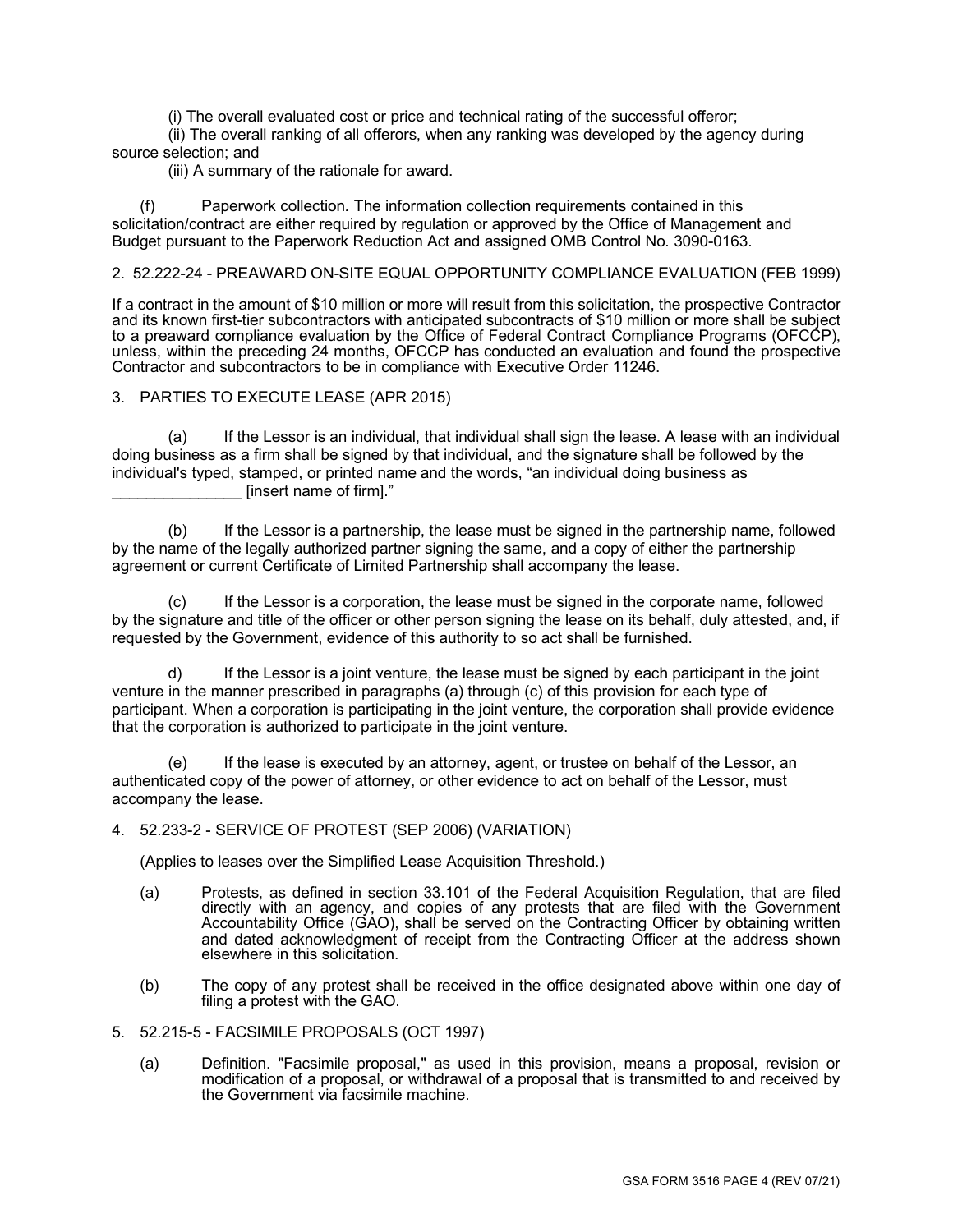(i) The overall evaluated cost or price and technical rating of the successful offeror;

(ii) The overall ranking of all offerors, when any ranking was developed by the agency during source selection; and

(iii) A summary of the rationale for award.

(f) Paperwork collection*.* The information collection requirements contained in this solicitation/contract are either required by regulation or approved by the Office of Management and Budget pursuant to the Paperwork Reduction Act and assigned OMB Control No. 3090-0163.

2. 52.222-24 - PREAWARD ON-SITE EQUAL OPPORTUNITY COMPLIANCE EVALUATION (FEB 1999)

If a contract in the amount of $10 million or more will result from this solicitation, the prospective Contractor and its known first-tier subcontractors with anticipated subcontracts of $10 million or more shall be subject to a preaward compliance evaluation by the Office of Federal Contract Compliance Programs (OFCCP), unless, within the preceding 24 months, OFCCP has conducted an evaluation and found the prospective Contractor and subcontractors to be in compliance with Executive Order 11246.

3. PARTIES TO EXECUTE LEASE (APR 2015)

(a) If the Lessor is an individual, that individual shall sign the lease. A lease with an individual doing business as a firm shall be signed by that individual, and the signature shall be followed by the individual's typed, stamped, or printed name and the words, "an individual doing business as _______________ [insert name of firm]."

(b) If the Lessor is a partnership, the lease must be signed in the partnership name, followed by the name of the legally authorized partner signing the same, and a copy of either the partnership agreement or current Certificate of Limited Partnership shall accompany the lease.

(c) If the Lessor is a corporation, the lease must be signed in the corporate name, followed by the signature and title of the officer or other person signing the lease on its behalf, duly attested, and, if requested by the Government, evidence of this authority to so act shall be furnished.

d) If the Lessor is a joint venture, the lease must be signed by each participant in the joint venture in the manner prescribed in paragraphs (a) through (c) of this provision for each type of participant. When a corporation is participating in the joint venture, the corporation shall provide evidence that the corporation is authorized to participate in the joint venture.

(e) If the lease is executed by an attorney, agent, or trustee on behalf of the Lessor, an authenticated copy of the power of attorney, or other evidence to act on behalf of the Lessor, must accompany the lease.

4. 52.233-2 - SERVICE OF PROTEST (SEP 2006) (VARIATION)

(Applies to leases over the Simplified Lease Acquisition Threshold.)

(a) Protests, as defined in section 33.101 of the Federal Acquisition Regulation, that are filed directly with an agency, and copies of any protests that are filed with the Government Accountability Office (GAO), shall be served on the Contracting Officer by obtaining written and dated acknowledgment of receipt from the Contracting Officer at the address shown elsewhere in this solicitation.

(b) The copy of any protest shall be received in the office designated above within one day of filing a protest with the GAO.

5. 52.215-5 - FACSIMILE PROPOSALS (OCT 1997)

(a) Definition. "Facsimile proposal," as used in this provision, means a proposal, revision or modification of a proposal, or withdrawal of a proposal that is transmitted to and received by the Government via facsimile machine.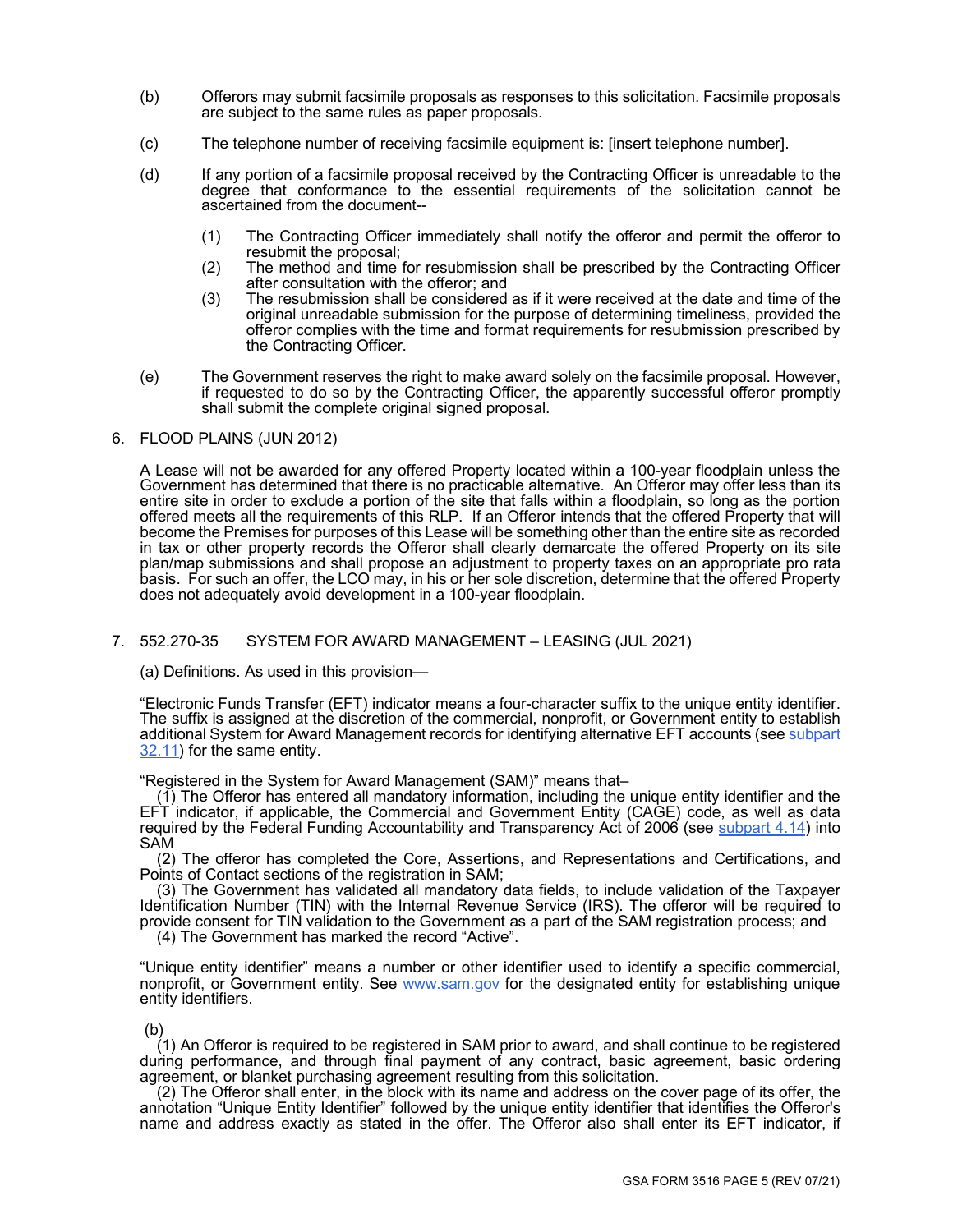(b) Offerors may submit facsimile proposals as responses to this solicitation. Facsimile proposals are subject to the same rules as paper proposals.

(c) The telephone number of receiving facsimile equipment is: [insert telephone number].

(d) If any portion of a facsimile proposal received by the Contracting Officer is unreadable to the degree that conformance to the essential requirements of the solicitation cannot be ascertained from the document--

(1) The Contracting Officer immediately shall notify the offeror and permit the offeror to resubmit the proposal;
(2) The method and time for resubmission shall be prescribed by the Contracting Officer after consultation with the offeror; and
(3) The resubmission shall be considered as if it were received at the date and time of the original unreadable submission for the purpose of determining timeliness, provided the offeror complies with the time and format requirements for resubmission prescribed by the Contracting Officer.

(e) The Government reserves the right to make award solely on the facsimile proposal. However, if requested to do so by the Contracting Officer, the apparently successful offeror promptly shall submit the complete original signed proposal.

6. FLOOD PLAINS (JUN 2012)

A Lease will not be awarded for any offered Property located within a 100-year floodplain unless the Government has determined that there is no practicable alternative. An Offeror may offer less than its entire site in order to exclude a portion of the site that falls within a floodplain, so long as the portion offered meets all the requirements of this RLP. If an Offeror intends that the offered Property that will become the Premises for purposes of this Lease will be something other than the entire site as recorded in tax or other property records the Offeror shall clearly demarcate the offered Property on its site plan/map submissions and shall propose an adjustment to property taxes on an appropriate pro rata basis. For such an offer, the LCO may, in his or her sole discretion, determine that the offered Property does not adequately avoid development in a 100-year floodplain.

7. 552.270-35 SYSTEM FOR AWARD MANAGEMENT – LEASING (JUL 2021)

(a) Definitions. As used in this provision—

"Electronic Funds Transfer (EFT) indicator means a four-character suffix to the unique entity identifier. The suffix is assigned at the discretion of the commercial, nonprofit, or Government entity to establish additional System for Award Management records for identifying alternative EFT accounts (see subpart 32.11) for the same entity.

"Registered in the System for Award Management (SAM)" means that–

(1) The Offeror has entered all mandatory information, including the unique entity identifier and the EFT indicator, if applicable, the Commercial and Government Entity (CAGE) code, as well as data required by the Federal Funding Accountability and Transparency Act of 2006 (see subpart 4.14) into SAM

(2) The offeror has completed the Core, Assertions, and Representations and Certifications, and Points of Contact sections of the registration in SAM;

(3) The Government has validated all mandatory data fields, to include validation of the Taxpayer Identification Number (TIN) with the Internal Revenue Service (IRS). The offeror will be required to provide consent for TIN validation to the Government as a part of the SAM registration process; and

(4) The Government has marked the record "Active".

"Unique entity identifier" means a number or other identifier used to identify a specific commercial, nonprofit, or Government entity. See www.sam.gov for the designated entity for establishing unique entity identifiers.

(b)

(1) An Offeror is required to be registered in SAM prior to award, and shall continue to be registered during performance, and through final payment of any contract, basic agreement, basic ordering agreement, or blanket purchasing agreement resulting from this solicitation.

(2) The Offeror shall enter, in the block with its name and address on the cover page of its offer, the annotation "Unique Entity Identifier" followed by the unique entity identifier that identifies the Offeror's name and address exactly as stated in the offer. The Offeror also shall enter its EFT indicator, if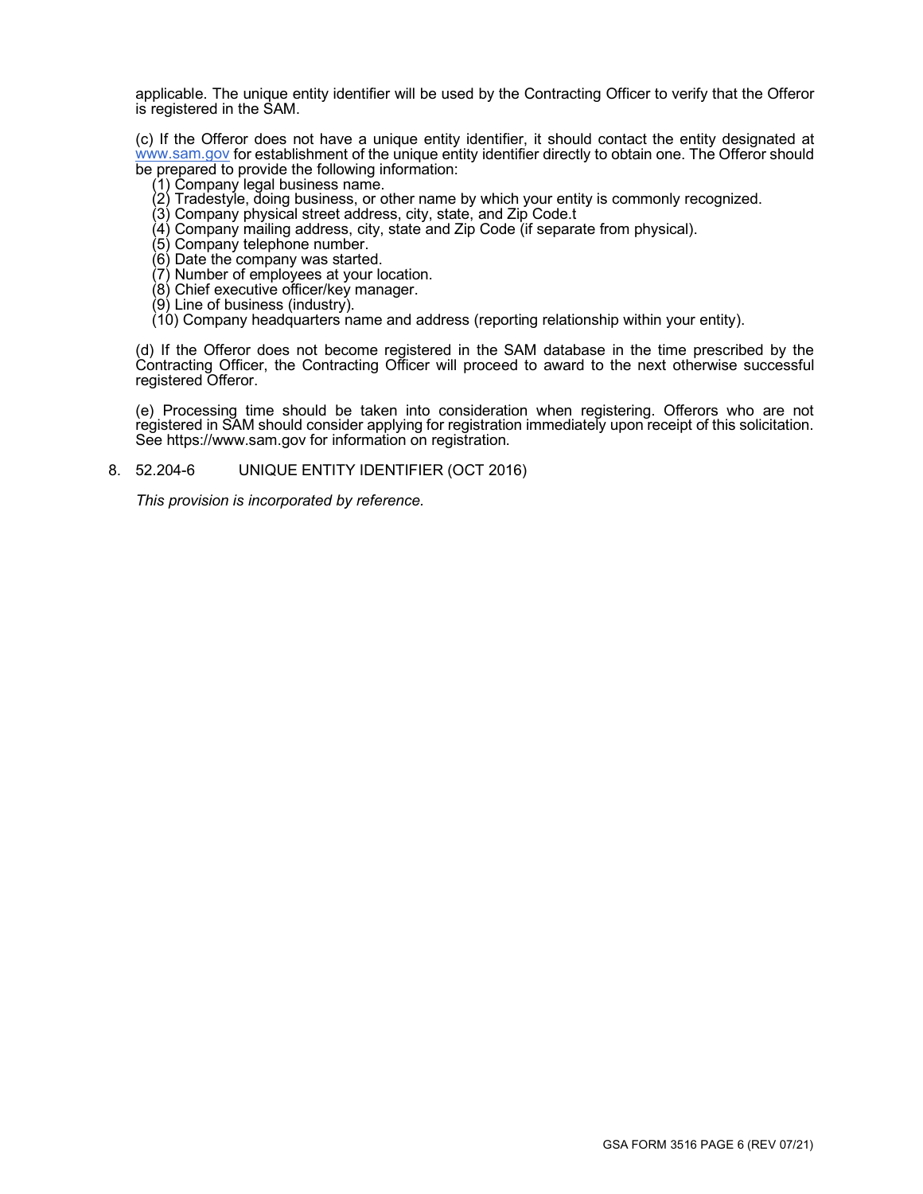applicable. The unique entity identifier will be used by the Contracting Officer to verify that the Offeror is registered in the SAM.

(c) If the Offeror does not have a unique entity identifier, it should contact the entity designated at www.sam.gov for establishment of the unique entity identifier directly to obtain one. The Offeror should be prepared to provide the following information:

(1) Company legal business name.
(2) Tradestyle, doing business, or other name by which your entity is commonly recognized.
(3) Company physical street address, city, state, and Zip Code.t
(4) Company mailing address, city, state and Zip Code (if separate from physical).
(5) Company telephone number.
(6) Date the company was started.
(7) Number of employees at your location.
(8) Chief executive officer/key manager.
(9) Line of business (industry).
(10) Company headquarters name and address (reporting relationship within your entity).

(d) If the Offeror does not become registered in the SAM database in the time prescribed by the Contracting Officer, the Contracting Officer will proceed to award to the next otherwise successful registered Offeror.

(e) Processing time should be taken into consideration when registering. Offerors who are not registered in SAM should consider applying for registration immediately upon receipt of this solicitation. See https://www.sam.gov for information on registration.

8. 52.204-6 UNIQUE ENTITY IDENTIFIER (OCT 2016)

   *This provision is incorporated by reference.*